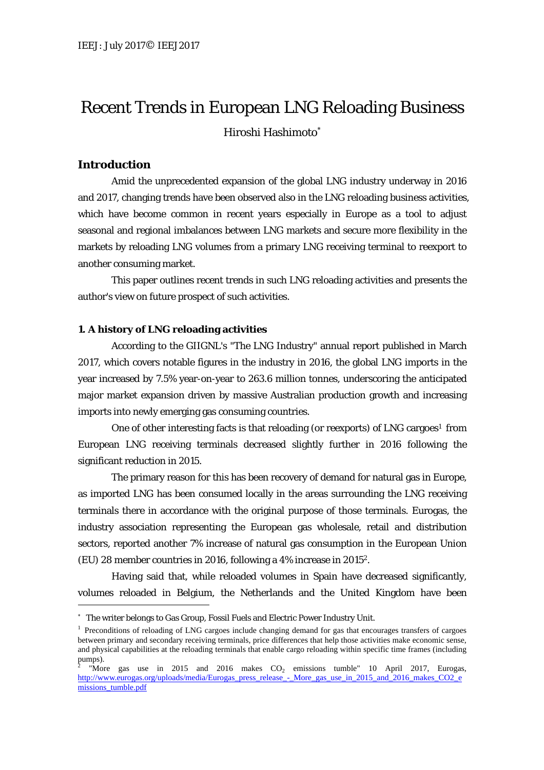# Recent Trends in European LNG Reloading Business

Hiroshi Hashimoto[*]

## Introduction

Amid the unprecedented expansion of the global LNG industry underway in 2016 and 2017, changing trends have been observed also in the LNG reloading business activities, which have become common in recent years especially in Europe as a tool to adjust seasonal and regional imbalances between LNG markets and secure more flexibility in the markets by reloading LNG volumes from a primary LNG receiving terminal to reexport to another consuming market.

This paper outlines recent trends in such LNG reloading activities and presents the author's view on future prospect of such activities.

### 1. A history of LNG reloading activities

According to the GIIGNL's "The LNG Industry" annual report published in March 2017, which covers notable figures in the industry in 2016, the global LNG imports in the year increased by 7.5% year-on-year to 263.6 million tonnes, underscoring the anticipated major market expansion driven by massive Australian production growth and increasing imports into newly emerging gas consuming countries.

One of other interesting facts is that reloading (or reexports) of LNG cargoes[1] from European LNG receiving terminals decreased slightly further in 2016 following the significant reduction in 2015.

The primary reason for this has been recovery of demand for natural gas in Europe, as imported LNG has been consumed locally in the areas surrounding the LNG receiving terminals there in accordance with the original purpose of those terminals. Eurogas, the industry association representing the European gas wholesale, retail and distribution sectors, reported another 7% increase of natural gas consumption in the European Union (EU) 28 member countries in 2016, following a 4% increase in 2015[2].

Having said that, while reloaded volumes in Spain have decreased significantly, volumes reloaded in Belgium, the Netherlands and the United Kingdom have been

---

[*] The writer belongs to Gas Group, Fossil Fuels and Electric Power Industry Unit.

[1] Preconditions of reloading of LNG cargoes include changing demand for gas that encourages transfers of cargoes between primary and secondary receiving terminals, price differences that help those activities make economic sense, and physical capabilities at the reloading terminals that enable cargo reloading within specific time frames (including pumps).

[2] "More gas use in 2015 and 2016 makes $CO_2$ emissions tumble" 10 April 2017, Eurogas, http://www.eurogas.org/uploads/media/Eurogas_press_release_-_More_gas_use_in_2015_and_2016_makes_CO2_emissions_tumble.pdf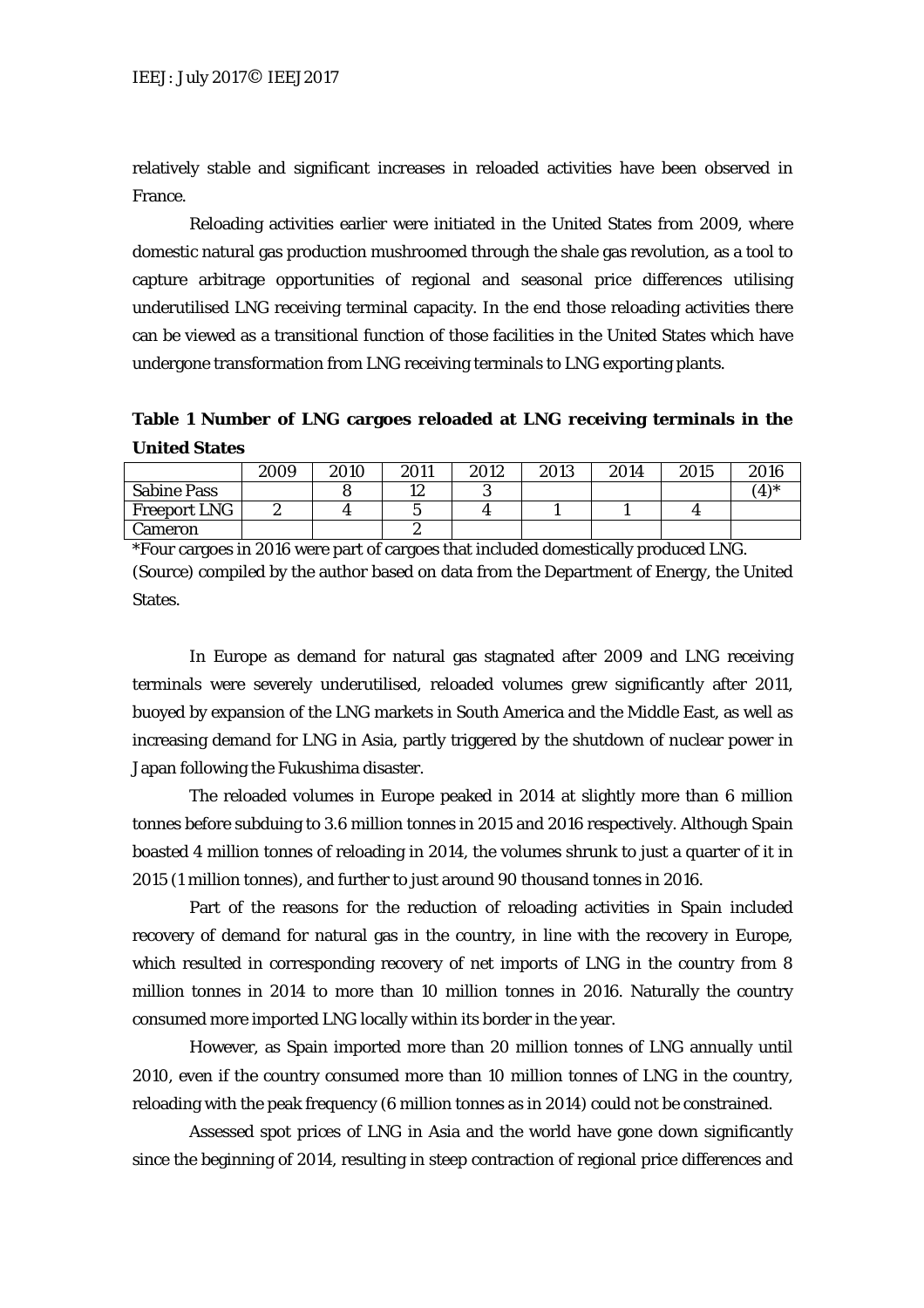relatively stable and significant increases in reloaded activities have been observed in France.

Reloading activities earlier were initiated in the United States from 2009, where domestic natural gas production mushroomed through the shale gas revolution, as a tool to capture arbitrage opportunities of regional and seasonal price differences utilising underutilised LNG receiving terminal capacity. In the end those reloading activities there can be viewed as a transitional function of those facilities in the United States which have undergone transformation from LNG receiving terminals to LNG exporting plants.

**Table 1 Number of LNG cargoes reloaded at LNG receiving terminals in the United States**

| | 2009 | 2010 | 2011 | 2012 | 2013 | 2014 | 2015 | 2016 |
|---|---|---|---|---|---|---|---|---|
| Sabine Pass | | 8 | 12 | 3 | | | | (4)* |
| Freeport LNG | 2 | 4 | 5 | 4 | 1 | 1 | 4 | |
| Cameron | | | 2 | | | | | |

*Four cargoes in 2016 were part of cargoes that included domestically produced LNG.
(Source) compiled by the author based on data from the Department of Energy, the United States.

In Europe as demand for natural gas stagnated after 2009 and LNG receiving terminals were severely underutilised, reloaded volumes grew significantly after 2011, buoyed by expansion of the LNG markets in South America and the Middle East, as well as increasing demand for LNG in Asia, partly triggered by the shutdown of nuclear power in Japan following the Fukushima disaster.

The reloaded volumes in Europe peaked in 2014 at slightly more than 6 million tonnes before subduing to 3.6 million tonnes in 2015 and 2016 respectively. Although Spain boasted 4 million tonnes of reloading in 2014, the volumes shrunk to just a quarter of it in 2015 (1 million tonnes), and further to just around 90 thousand tonnes in 2016.

Part of the reasons for the reduction of reloading activities in Spain included recovery of demand for natural gas in the country, in line with the recovery in Europe, which resulted in corresponding recovery of net imports of LNG in the country from 8 million tonnes in 2014 to more than 10 million tonnes in 2016. Naturally the country consumed more imported LNG locally within its border in the year.

However, as Spain imported more than 20 million tonnes of LNG annually until 2010, even if the country consumed more than 10 million tonnes of LNG in the country, reloading with the peak frequency (6 million tonnes as in 2014) could not be constrained.

Assessed spot prices of LNG in Asia and the world have gone down significantly since the beginning of 2014, resulting in steep contraction of regional price differences and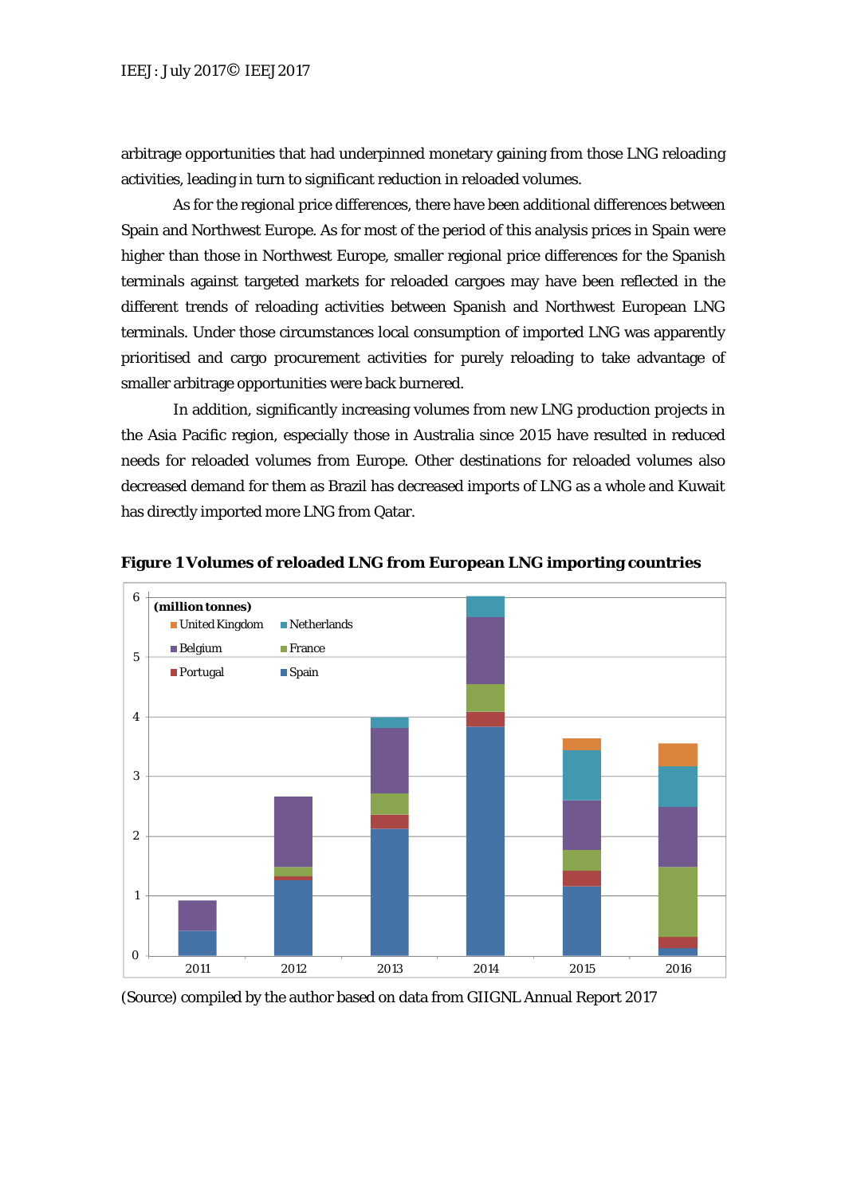arbitrage opportunities that had underpinned monetary gaining from those LNG reloading activities, leading in turn to significant reduction in reloaded volumes.

As for the regional price differences, there have been additional differences between Spain and Northwest Europe. As for most of the period of this analysis prices in Spain were higher than those in Northwest Europe, smaller regional price differences for the Spanish terminals against targeted markets for reloaded cargoes may have been reflected in the different trends of reloading activities between Spanish and Northwest European LNG terminals. Under those circumstances local consumption of imported LNG was apparently prioritised and cargo procurement activities for purely reloading to take advantage of smaller arbitrage opportunities were back burnered.

In addition, significantly increasing volumes from new LNG production projects in the Asia Pacific region, especially those in Australia since 2015 have resulted in reduced needs for reloaded volumes from Europe. Other destinations for reloaded volumes also decreased demand for them as Brazil has decreased imports of LNG as a whole and Kuwait has directly imported more LNG from Qatar.

**Figure 1 Volumes of reloaded LNG from European LNG importing countries**

(Source) compiled by the author based on data from GIIGNL Annual Report 2017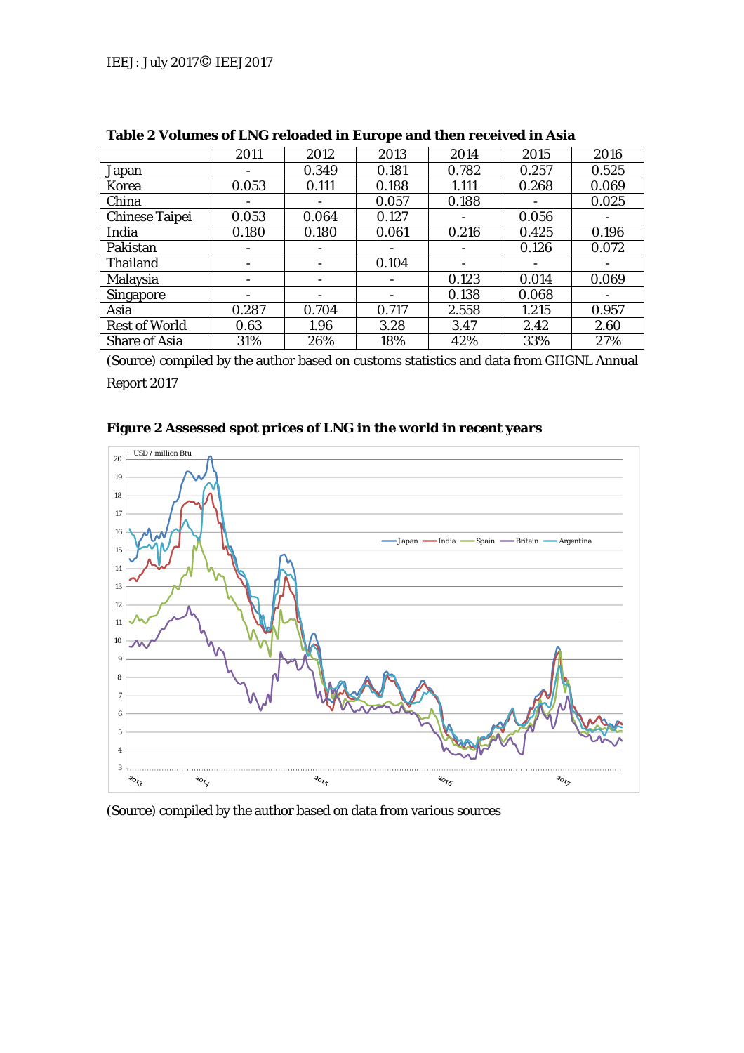**Table 2 Volumes of LNG reloaded in Europe and then received in Asia**

| | 2011 | 2012 | 2013 | 2014 | 2015 | 2016 |
|---|---|---|---|---|---|---|
| Japan | - | 0.349 | 0.181 | 0.782 | 0.257 | 0.525 |
| Korea | 0.053 | 0.111 | 0.188 | 1.111 | 0.268 | 0.069 |
| China | - | - | 0.057 | 0.188 | - | 0.025 |
| Chinese Taipei | 0.053 | 0.064 | 0.127 | - | 0.056 | - |
| India | 0.180 | 0.180 | 0.061 | 0.216 | 0.425 | 0.196 |
| Pakistan | - | - | - | - | 0.126 | 0.072 |
| Thailand | - | - | 0.104 | - | - | - |
| Malaysia | - | - | - | 0.123 | 0.014 | 0.069 |
| Singapore | - | - | - | 0.138 | 0.068 | - |
| Asia | 0.287 | 0.704 | 0.717 | 2.558 | 1.215 | 0.957 |
| Rest of World | 0.63 | 1.96 | 3.28 | 3.47 | 2.42 | 2.60 |
| Share of Asia | 31% | 26% | 18% | 42% | 33% | 27% |

(Source) compiled by the author based on customs statistics and data from GIIGNL Annual Report 2017

**Figure 2 Assessed spot prices of LNG in the world in recent years**

(Source) compiled by the author based on data from various sources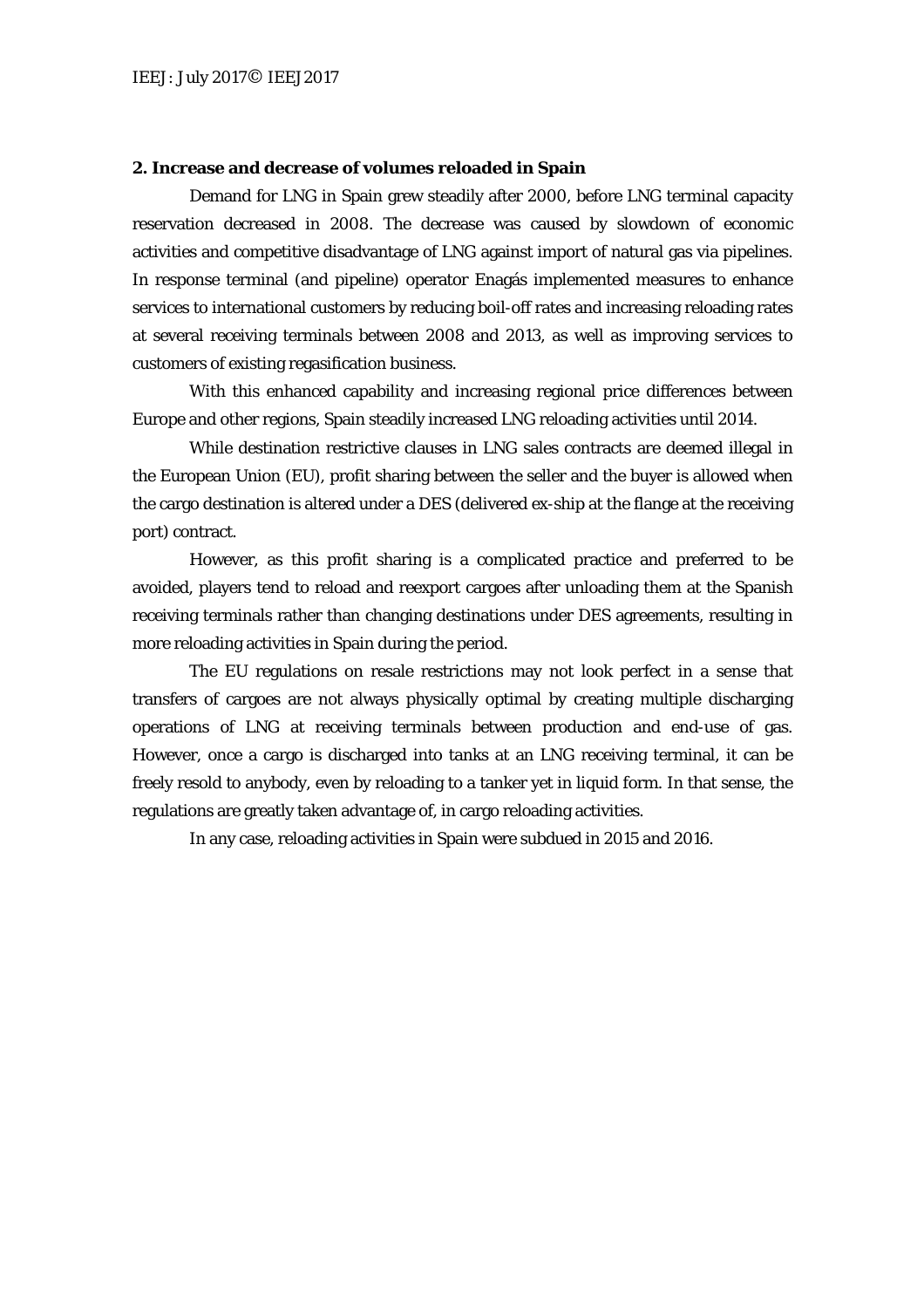## 2. Increase and decrease of volumes reloaded in Spain

Demand for LNG in Spain grew steadily after 2000, before LNG terminal capacity reservation decreased in 2008. The decrease was caused by slowdown of economic activities and competitive disadvantage of LNG against import of natural gas via pipelines. In response terminal (and pipeline) operator Enagás implemented measures to enhance services to international customers by reducing boil-off rates and increasing reloading rates at several receiving terminals between 2008 and 2013, as well as improving services to customers of existing regasification business.

With this enhanced capability and increasing regional price differences between Europe and other regions, Spain steadily increased LNG reloading activities until 2014.

While destination restrictive clauses in LNG sales contracts are deemed illegal in the European Union (EU), profit sharing between the seller and the buyer is allowed when the cargo destination is altered under a DES (delivered ex-ship at the flange at the receiving port) contract.

However, as this profit sharing is a complicated practice and preferred to be avoided, players tend to reload and reexport cargoes after unloading them at the Spanish receiving terminals rather than changing destinations under DES agreements, resulting in more reloading activities in Spain during the period.

The EU regulations on resale restrictions may not look perfect in a sense that transfers of cargoes are not always physically optimal by creating multiple discharging operations of LNG at receiving terminals between production and end-use of gas. However, once a cargo is discharged into tanks at an LNG receiving terminal, it can be freely resold to anybody, even by reloading to a tanker yet in liquid form. In that sense, the regulations are greatly taken advantage of, in cargo reloading activities.

In any case, reloading activities in Spain were subdued in 2015 and 2016.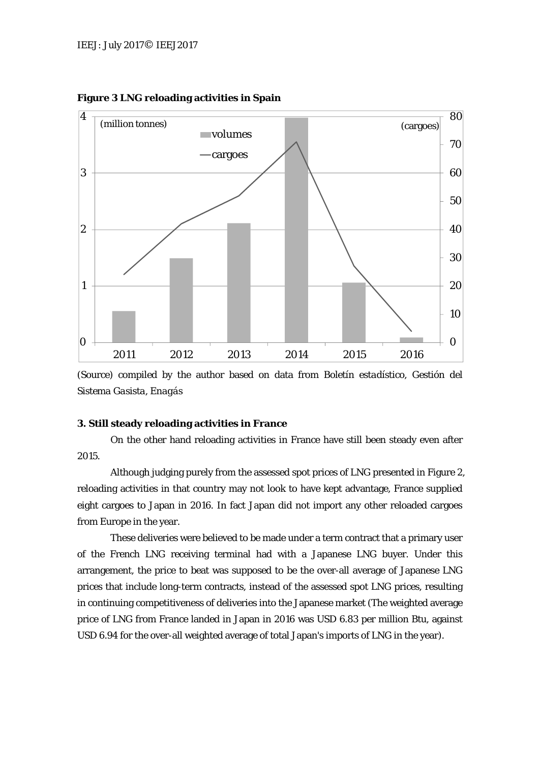**Figure 3 LNG reloading activities in Spain**

(Source) compiled by the author based on data from *Boletín estadístico, Gestión del Sistema Gasista*, Enagás

**3. Still steady reloading activities in France**

On the other hand reloading activities in France have still been steady even after 2015.

Although judging purely from the assessed spot prices of LNG presented in Figure 2, reloading activities in that country may not look to have kept advantage, France supplied eight cargoes to Japan in 2016. In fact Japan did not import any other reloaded cargoes from Europe in the year.

These deliveries were believed to be made under a term contract that a primary user of the French LNG receiving terminal had with a Japanese LNG buyer. Under this arrangement, the price to beat was supposed to be the over-all average of Japanese LNG prices that include long-term contracts, instead of the assessed spot LNG prices, resulting in continuing competitiveness of deliveries into the Japanese market (The weighted average price of LNG from France landed in Japan in 2016 was USD 6.83 per million Btu, against USD 6.94 for the over-all weighted average of total Japan's imports of LNG in the year).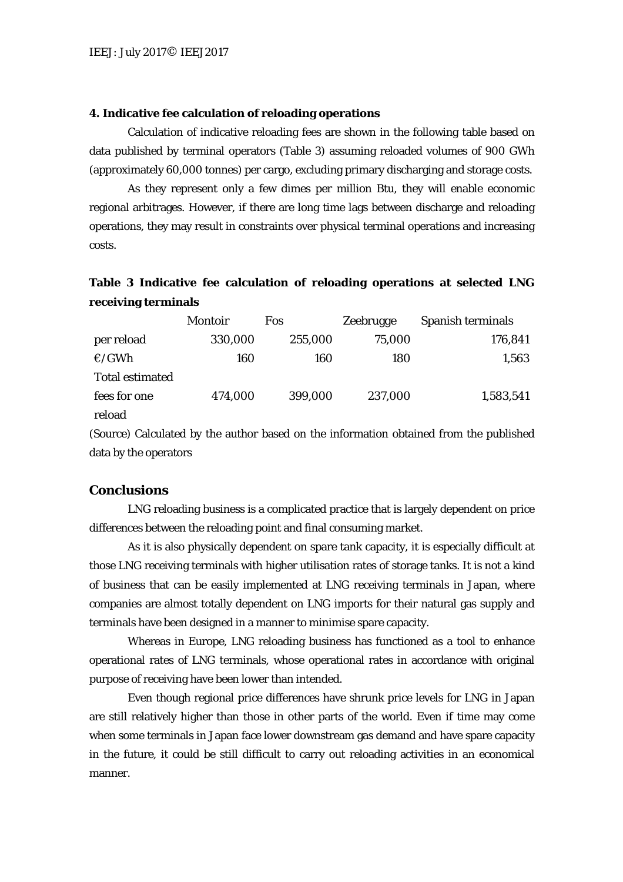### 4. Indicative fee calculation of reloading operations

Calculation of indicative reloading fees are shown in the following table based on data published by terminal operators (Table 3) assuming reloaded volumes of 900 GWh (approximately 60,000 tonnes) per cargo, excluding primary discharging and storage costs.

As they represent only a few dimes per million Btu, they will enable economic regional arbitrages. However, if there are long time lags between discharge and reloading operations, they may result in constraints over physical terminal operations and increasing costs.

**Table 3 Indicative fee calculation of reloading operations at selected LNG receiving terminals**

| | Montoir | Fos | Zeebrugge | Spanish terminals |
|---|---|---|---|---|
| per reload | 330,000 | 255,000 | 75,000 | 176,841 |
| €/GWh | 160 | 160 | 180 | 1,563 |
| Total estimated fees for one reload | 474,000 | 399,000 | 237,000 | 1,583,541 |

(Source) Calculated by the author based on the information obtained from the published data by the operators

## Conclusions

LNG reloading business is a complicated practice that is largely dependent on price differences between the reloading point and final consuming market.

As it is also physically dependent on spare tank capacity, it is especially difficult at those LNG receiving terminals with higher utilisation rates of storage tanks. It is not a kind of business that can be easily implemented at LNG receiving terminals in Japan, where companies are almost totally dependent on LNG imports for their natural gas supply and terminals have been designed in a manner to minimise spare capacity.

Whereas in Europe, LNG reloading business has functioned as a tool to enhance operational rates of LNG terminals, whose operational rates in accordance with original purpose of receiving have been lower than intended.

Even though regional price differences have shrunk price levels for LNG in Japan are still relatively higher than those in other parts of the world. Even if time may come when some terminals in Japan face lower downstream gas demand and have spare capacity in the future, it could be still difficult to carry out reloading activities in an economical manner.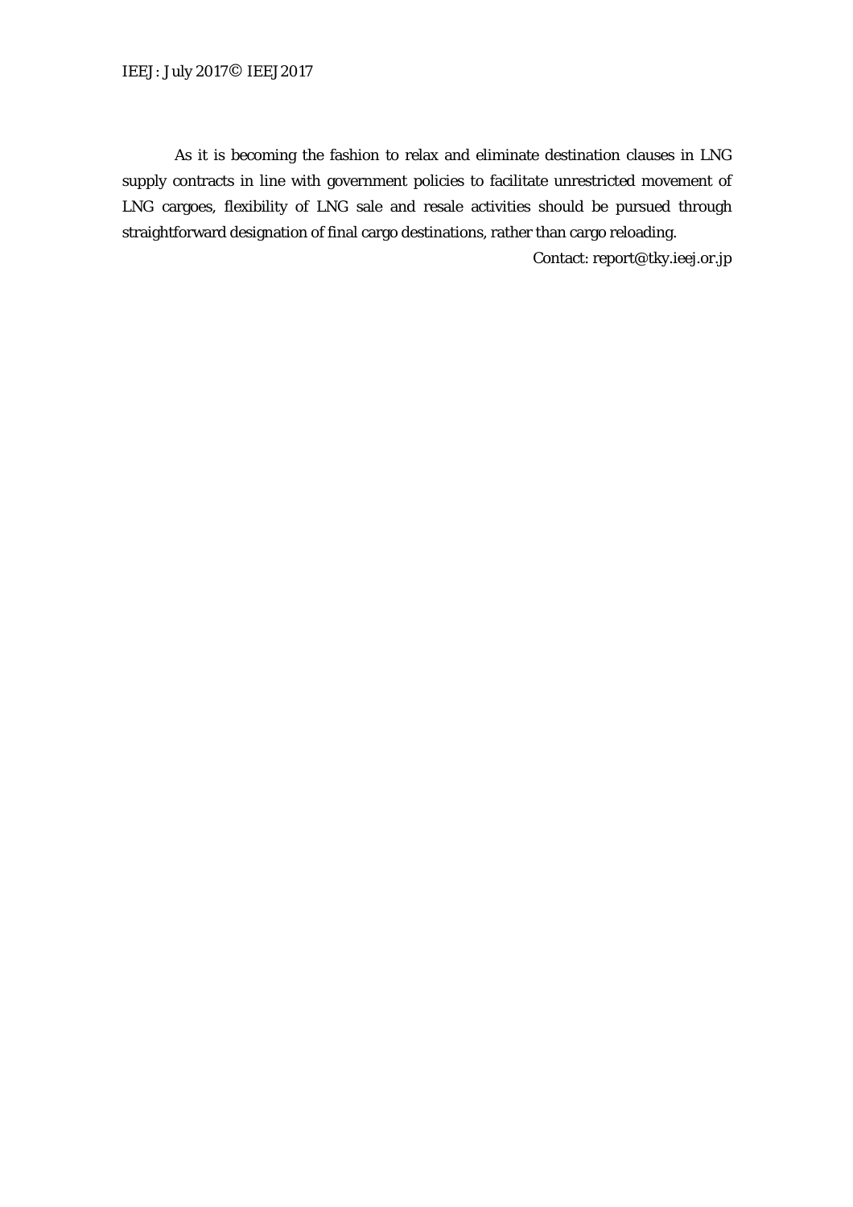As it is becoming the fashion to relax and eliminate destination clauses in LNG supply contracts in line with government policies to facilitate unrestricted movement of LNG cargoes, flexibility of LNG sale and resale activities should be pursued through straightforward designation of final cargo destinations, rather than cargo reloading.

Contact: report@tky.ieej.or.jp